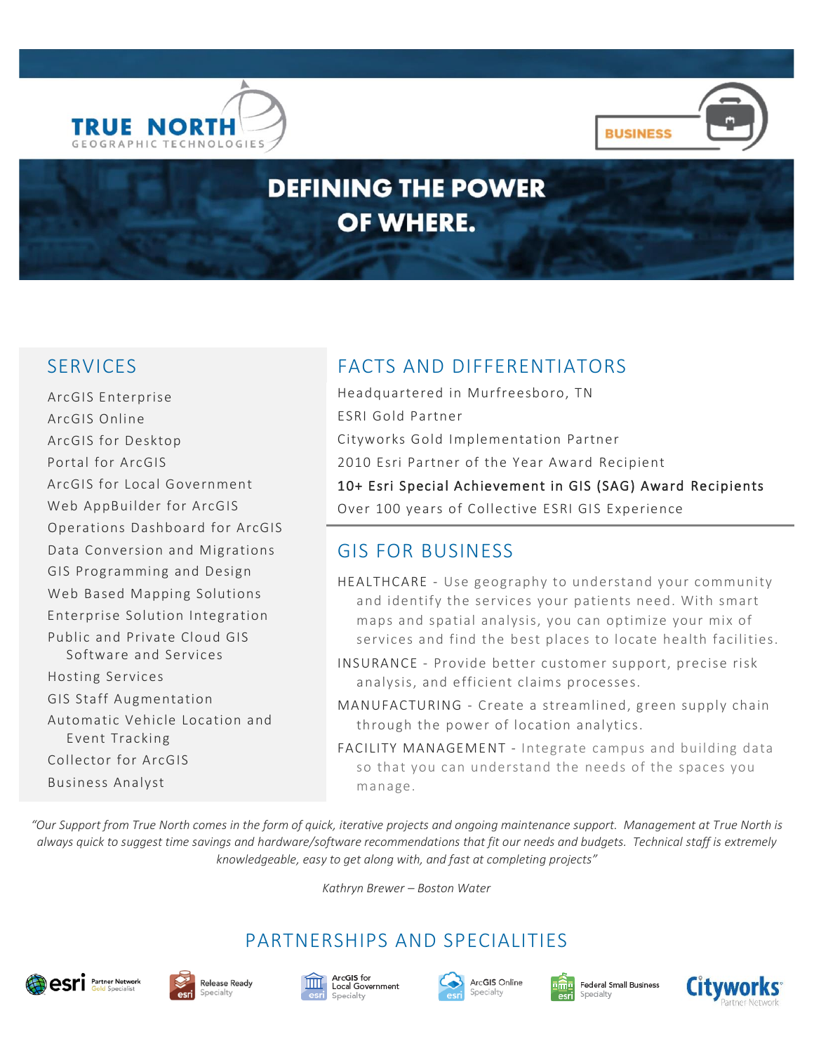TRUE NORTH
GEOGRAPHIC TECHNOLOGIES

BUSINESS

# DEFINING THE POWER OF WHERE.

## SERVICES

- ArcGIS Enterprise
- ArcGIS Online
- ArcGIS for Desktop
- Portal for ArcGIS
- ArcGIS for Local Government
- Web AppBuilder for ArcGIS
- Operations Dashboard for ArcGIS
- Data Conversion and Migrations
- GIS Programming and Design
- Web Based Mapping Solutions
- Enterprise Solution Integration
- Public and Private Cloud GIS Software and Services
- Hosting Services
- GIS Staff Augmentation
- Automatic Vehicle Location and Event Tracking
- Collector for ArcGIS
- Business Analyst

## FACTS AND DIFFERENTIATORS

Headquartered in Murfreesboro, TN

ESRI Gold Partner

Cityworks Gold Implementation Partner

2010 Esri Partner of the Year Award Recipient

10+ Esri Special Achievement in GIS (SAG) Award Recipients

Over 100 years of Collective ESRI GIS Experience

## GIS FOR BUSINESS

HEALTHCARE - Use geography to understand your community and identify the services your patients need. With smart maps and spatial analysis, you can optimize your mix of services and find the best places to locate health facilities.

INSURANCE - Provide better customer support, precise risk analysis, and efficient claims processes.

MANUFACTURING - Create a streamlined, green supply chain through the power of location analytics.

FACILITY MANAGEMENT - Integrate campus and building data so that you can understand the needs of the spaces you manage.

*"Our Support from True North comes in the form of quick, iterative projects and ongoing maintenance support. Management at True North is always quick to suggest time savings and hardware/software recommendations that fit our needs and budgets. Technical staff is extremely knowledgeable, easy to get along with, and fast at completing projects"*

*Kathryn Brewer – Boston Water*

## PARTNERSHIPS AND SPECIALITIES

esri Partner Network Gold Specialist | Release Ready Specialty | ArcGIS for Local Government Specialty | ArcGIS Online Specialty | Federal Small Business Specialty | Cityworks Partner Network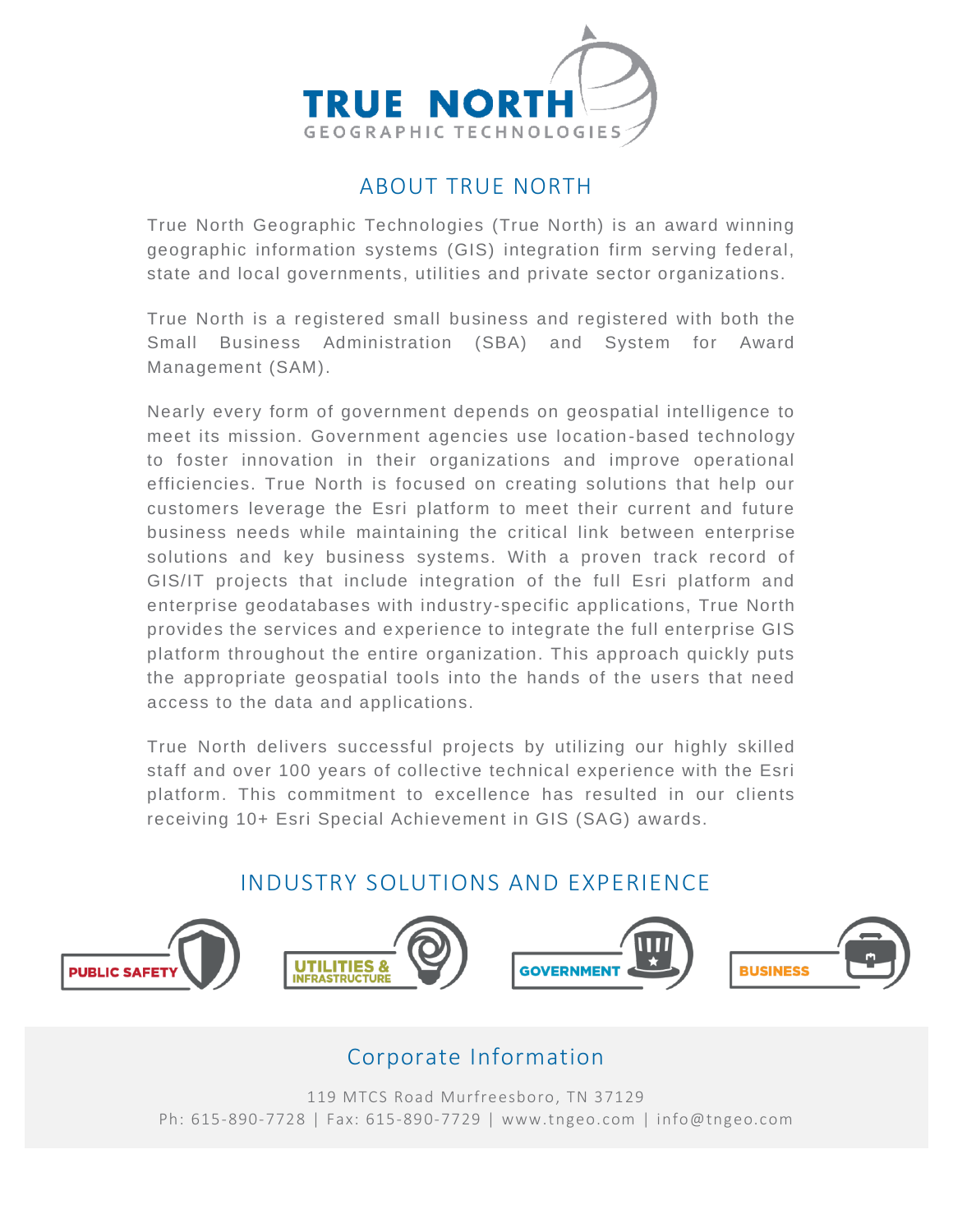# TRUE NORTH
GEOGRAPHIC TECHNOLOGIES

## ABOUT TRUE NORTH

True North Geographic Technologies (True North) is an award winning geographic information systems (GIS) integration firm serving federal, state and local governments, utilities and private sector organizations.

True North is a registered small business and registered with both the Small Business Administration (SBA) and System for Award Management (SAM).

Nearly every form of government depends on geospatial intelligence to meet its mission. Government agencies use location-based technology to foster innovation in their organizations and improve operational efficiencies. True North is focused on creating solutions that help our customers leverage the Esri platform to meet their current and future business needs while maintaining the critical link between enterprise solutions and key business systems. With a proven track record of GIS/IT projects that include integration of the full Esri platform and enterprise geodatabases with industry-specific applications, True North provides the services and experience to integrate the full enterprise GIS platform throughout the entire organization. This approach quickly puts the appropriate geospatial tools into the hands of the users that need access to the data and applications.

True North delivers successful projects by utilizing our highly skilled staff and over 100 years of collective technical experience with the Esri platform. This commitment to excellence has resulted in our clients receiving 10+ Esri Special Achievement in GIS (SAG) awards.

## INDUSTRY SOLUTIONS AND EXPERIENCE

PUBLIC SAFETY

UTILITIES & INFRASTRUCTURE

GOVERNMENT

BUSINESS

## Corporate Information

119 MTCS Road Murfreesboro, TN 37129

Ph: 615-890-7728 | Fax: 615-890-7729 | www.tngeo.com | info@tngeo.com